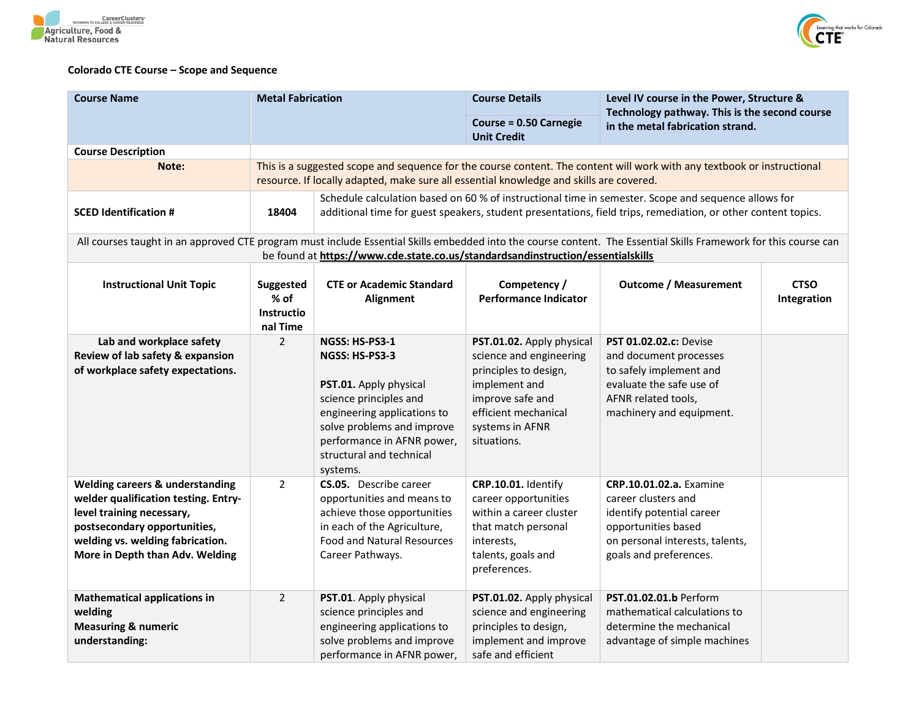**Colorado CTE Course – Scope and Sequence**

| Course Name | Metal Fabrication | Course Details | Level IV course in the Power, Structure & Technology pathway. This is the second course in the metal fabrication strand. |
|---|---|---|---|
| | | Course = 0.50 Carnegie Unit Credit | |
| Course Description | | | |
| **Note:** | This is a suggested scope and sequence for the course content. The content will work with any textbook or instructional resource. If locally adapted, make sure all essential knowledge and skills are covered. | | |
| **SCED Identification #** | **18404** | Schedule calculation based on 60 % of instructional time in semester. Scope and sequence allows for additional time for guest speakers, student presentations, field trips, remediation, or other content topics. | |

All courses taught in an approved CTE program must include Essential Skills embedded into the course content. The Essential Skills Framework for this course can be found at **https://www.cde.state.co.us/standardsandinstruction/essentialskills**

| Instructional Unit Topic | Suggested % of Instructional Time | CTE or Academic Standard Alignment | Competency / Performance Indicator | Outcome / Measurement | CTSO Integration |
|---|---|---|---|---|---|
| **Lab and workplace safety Review of lab safety & expansion of workplace safety expectations.** | 2 | **NGSS: HS-PS3-1** **NGSS: HS-PS3-3** **PST.01.** Apply physical science principles and engineering applications to solve problems and improve performance in AFNR power, structural and technical systems. | **PST.01.02.** Apply physical science and engineering principles to design, implement and improve safe and efficient mechanical systems in AFNR situations. | **PST 01.02.02.c:** Devise and document processes to safely implement and evaluate the safe use of AFNR related tools, machinery and equipment. | |
| **Welding careers & understanding welder qualification testing. Entry-level training necessary, postsecondary opportunities, welding vs. welding fabrication. More in Depth than Adv. Welding** | 2 | **CS.05.** Describe career opportunities and means to achieve those opportunities in each of the Agriculture, Food and Natural Resources Career Pathways. | **CRP.10.01.** Identify career opportunities within a career cluster that match personal interests, talents, goals and preferences. | **CRP.10.01.02.a.** Examine career clusters and identify potential career opportunities based on personal interests, talents, goals and preferences. | |
| **Mathematical applications in welding Measuring & numeric understanding:** | 2 | **PST.01**. Apply physical science principles and engineering applications to solve problems and improve performance in AFNR power, | **PST.01.02.** Apply physical science and engineering principles to design, implement and improve safe and efficient | **PST.01.02.01.b** Perform mathematical calculations to determine the mechanical advantage of simple machines | |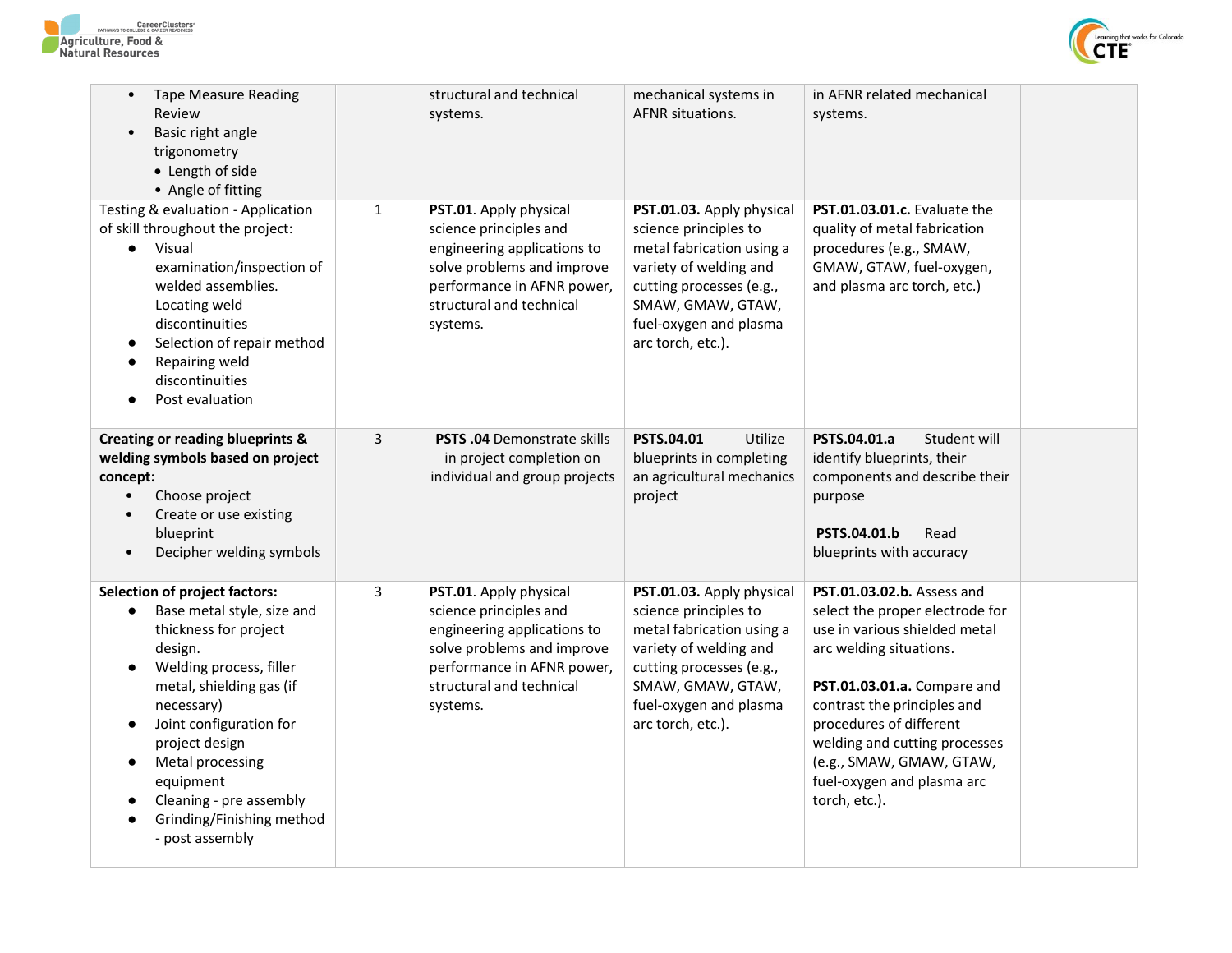| | | | | | |
|---|---|---|---|---|---|
| • Tape Measure Reading Review<br>• Basic right angle trigonometry<br>  • Length of side<br>  • Angle of fitting | | structural and technical systems. | mechanical systems in AFNR situations. | in AFNR related mechanical systems. | |
| Testing & evaluation - Application of skill throughout the project:<br>● Visual examination/inspection of welded assemblies. Locating weld discontinuities<br>● Selection of repair method<br>● Repairing weld discontinuities<br>● Post evaluation | 1 | **PST.01**. Apply physical science principles and engineering applications to solve problems and improve performance in AFNR power, structural and technical systems. | **PST.01.03.** Apply physical science principles to metal fabrication using a variety of welding and cutting processes (e.g., SMAW, GMAW, GTAW, fuel-oxygen and plasma arc torch, etc.). | **PST.01.03.01.c.** Evaluate the quality of metal fabrication procedures (e.g., SMAW, GMAW, GTAW, fuel-oxygen, and plasma arc torch, etc.) | |
| **Creating or reading blueprints & welding symbols based on project concept:**<br>● Choose project<br>● Create or use existing blueprint<br>● Decipher welding symbols | 3 | **PSTS .04** Demonstrate skills in project completion on individual and group projects | **PSTS.04.01** Utilize blueprints in completing an agricultural mechanics project | **PSTS.04.01.a** Student will identify blueprints, their components and describe their purpose<br><br>**PSTS.04.01.b** Read blueprints with accuracy | |
| **Selection of project factors:**<br>● Base metal style, size and thickness for project design.<br>● Welding process, filler metal, shielding gas (if necessary)<br>● Joint configuration for project design<br>● Metal processing equipment<br>● Cleaning - pre assembly<br>● Grinding/Finishing method - post assembly | 3 | **PST.01**. Apply physical science principles and engineering applications to solve problems and improve performance in AFNR power, structural and technical systems. | **PST.01.03.** Apply physical science principles to metal fabrication using a variety of welding and cutting processes (e.g., SMAW, GMAW, GTAW, fuel-oxygen and plasma arc torch, etc.). | **PST.01.03.02.b.** Assess and select the proper electrode for use in various shielded metal arc welding situations.<br><br>**PST.01.03.01.a.** Compare and contrast the principles and procedures of different welding and cutting processes (e.g., SMAW, GMAW, GTAW, fuel-oxygen and plasma arc torch, etc.). | |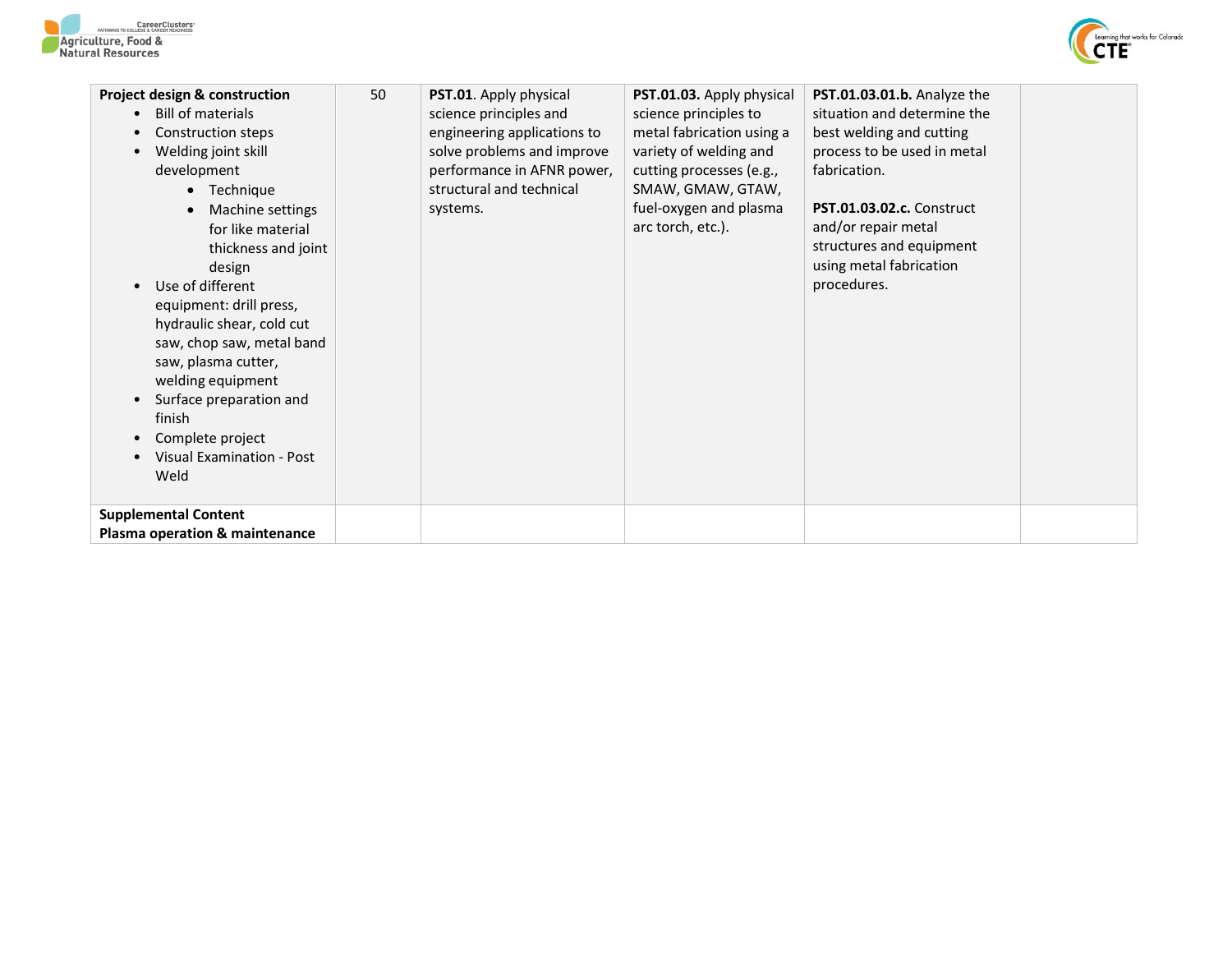| | | | | | |
|---|---|---|---|---|---|
| **Project design & construction**<br>• Bill of materials<br>• Construction steps<br>• Welding joint skill development<br>  ◦ Technique<br>  ◦ Machine settings for like material thickness and joint design<br>• Use of different equipment: drill press, hydraulic shear, cold cut saw, chop saw, metal band saw, plasma cutter, welding equipment<br>• Surface preparation and finish<br>• Complete project<br>• Visual Examination - Post Weld | 50 | **PST.01**. Apply physical science principles and engineering applications to solve problems and improve performance in AFNR power, structural and technical systems. | **PST.01.03.** Apply physical science principles to metal fabrication using a variety of welding and cutting processes (e.g., SMAW, GMAW, GTAW, fuel-oxygen and plasma arc torch, etc.). | **PST.01.03.01.b.** Analyze the situation and determine the best welding and cutting process to be used in metal fabrication.<br><br>**PST.01.03.02.c.** Construct and/or repair metal structures and equipment using metal fabrication procedures. | |
| **Supplemental Content**<br>**Plasma operation & maintenance** | | | | | |